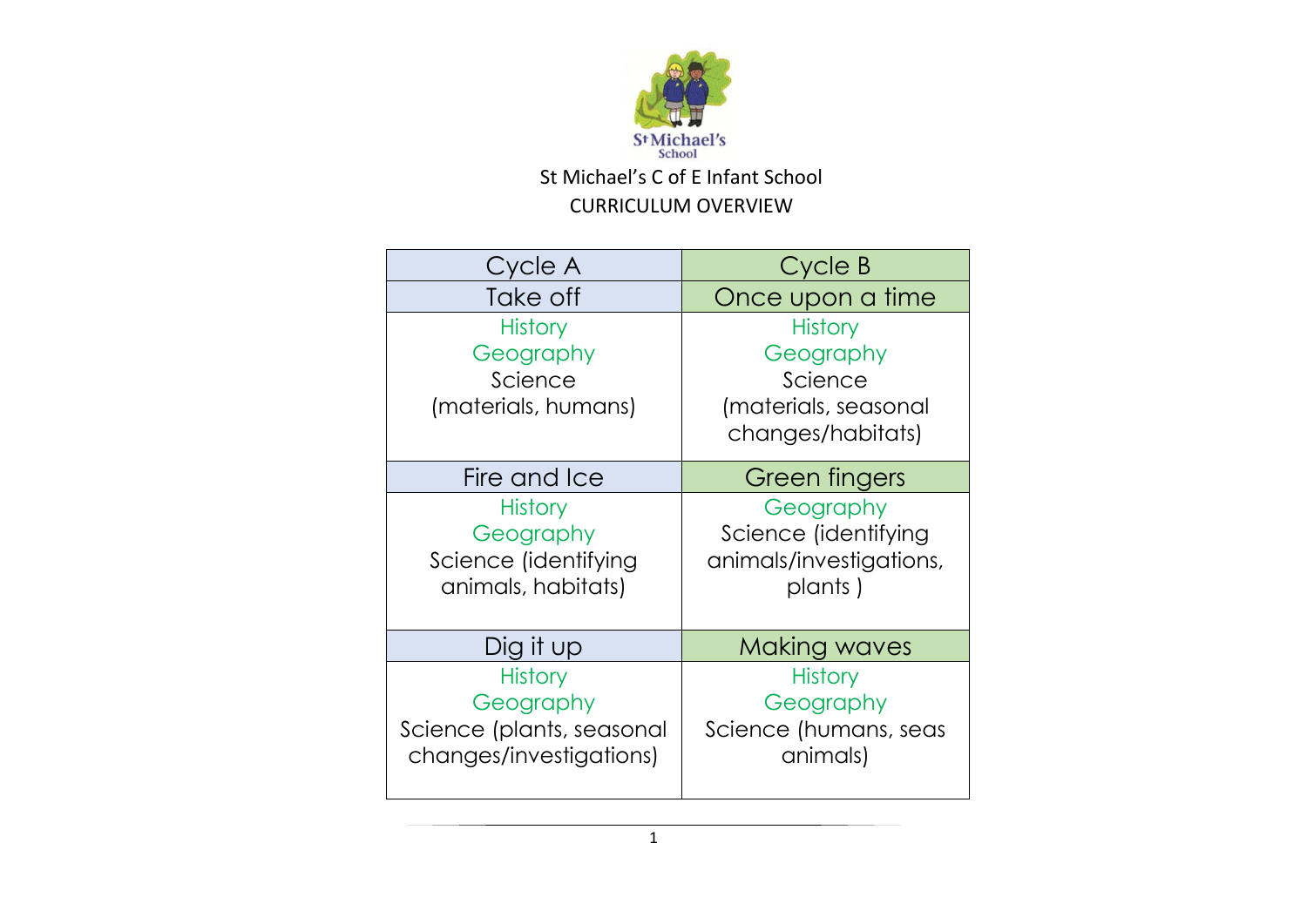St Michael's C of E Infant School

CURRICULUM OVERVIEW

| Cycle A | Cycle B |
| --- | --- |
| Take off | Once upon a time |
| History<br>Geography<br>Science<br>(materials, humans) | History<br>Geography<br>Science<br>(materials, seasonal changes/habitats) |
| Fire and Ice | Green fingers |
| History<br>Geography<br>Science (identifying animals, habitats) | Geography<br>Science (identifying animals/investigations, plants ) |
| Dig it up | Making waves |
| History<br>Geography<br>Science (plants, seasonal changes/investigations) | History<br>Geography<br>Science (humans, seas animals) |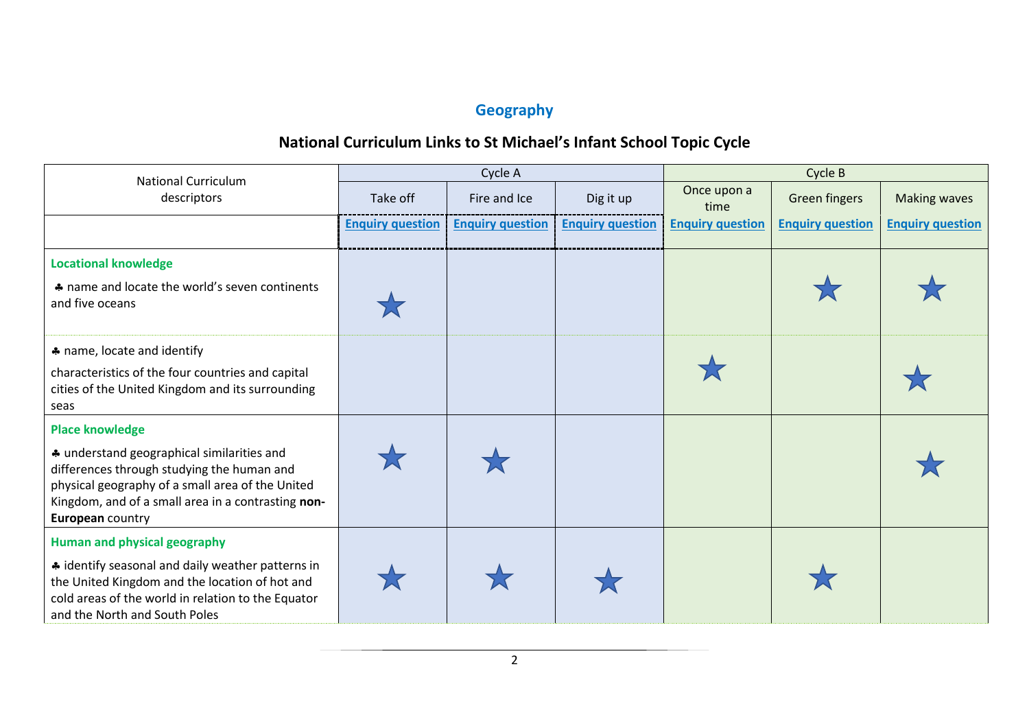## Geography

### National Curriculum Links to St Michael's Infant School Topic Cycle

| National Curriculum descriptors | Cycle A | | | Cycle B | | |
|---|---|---|---|---|---|---|
| | Take off | Fire and Ice | Dig it up | Once upon a time | Green fingers | Making waves |
| | Enquiry question | Enquiry question | Enquiry question | Enquiry question | Enquiry question | Enquiry question |
| **Locational knowledge**<br>♣ name and locate the world's seven continents and five oceans | ★ | | | | ★ | ★ |
| ♣ name, locate and identify characteristics of the four countries and capital cities of the United Kingdom and its surrounding seas | | | | ★ | | ★ |
| **Place knowledge**<br>♣ understand geographical similarities and differences through studying the human and physical geography of a small area of the United Kingdom, and of a small area in a contrasting **non-European** country | ★ | ★ | | | | ★ |
| **Human and physical geography**<br>♣ identify seasonal and daily weather patterns in the United Kingdom and the location of hot and cold areas of the world in relation to the Equator and the North and South Poles | ★ | ★ | ★ | | ★ | |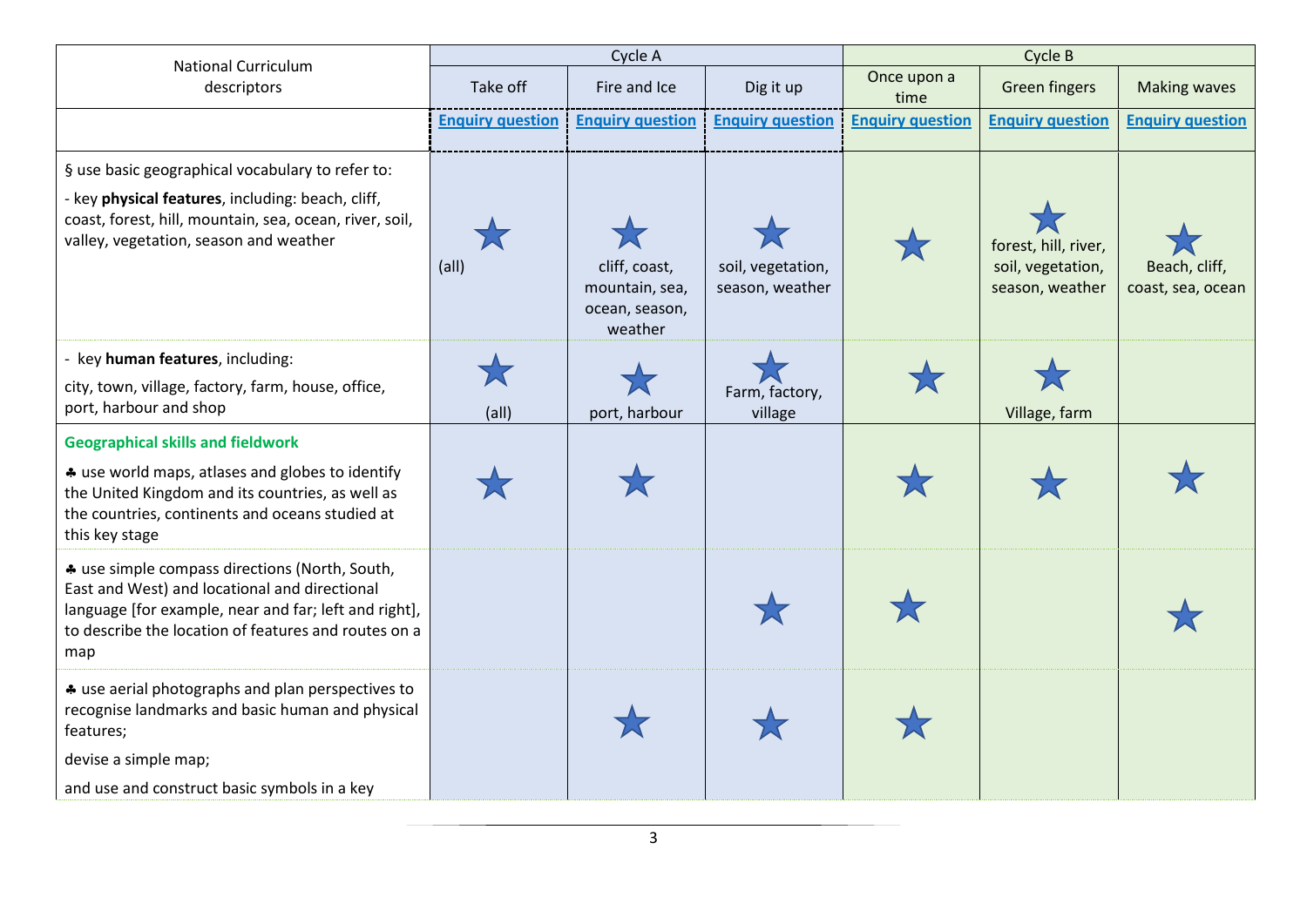| National Curriculum descriptors | Cycle A | | | Cycle B | | |
|---|---|---|---|---|---|---|
| | Take off | Fire and Ice | Dig it up | Once upon a time | Green fingers | Making waves |
| | **Enquiry question** | **Enquiry question** | **Enquiry question** | **Enquiry question** | **Enquiry question** | **Enquiry question** |
| § use basic geographical vocabulary to refer to:<br>- key **physical features**, including: beach, cliff, coast, forest, hill, mountain, sea, ocean, river, soil, valley, vegetation, season and weather | ★ (all) | ★ cliff, coast, mountain, sea, ocean, season, weather | ★ soil, vegetation, season, weather | ★ | ★ forest, hill, river, soil, vegetation, season, weather | ★ Beach, cliff, coast, sea, ocean |
| - key **human features**, including:<br>city, town, village, factory, farm, house, office, port, harbour and shop | ★ (all) | ★ port, harbour | ★ Farm, factory, village | ★ | ★ Village, farm | |
| **Geographical skills and fieldwork**<br>♣ use world maps, atlases and globes to identify the United Kingdom and its countries, as well as the countries, continents and oceans studied at this key stage | ★ | ★ | | ★ | ★ | ★ |
| ♣ use simple compass directions (North, South, East and West) and locational and directional language [for example, near and far; left and right], to describe the location of features and routes on a map | | | ★ | ★ | | ★ |
| ♣ use aerial photographs and plan perspectives to recognise landmarks and basic human and physical features;<br>devise a simple map;<br>and use and construct basic symbols in a key | | ★ | ★ | ★ | | |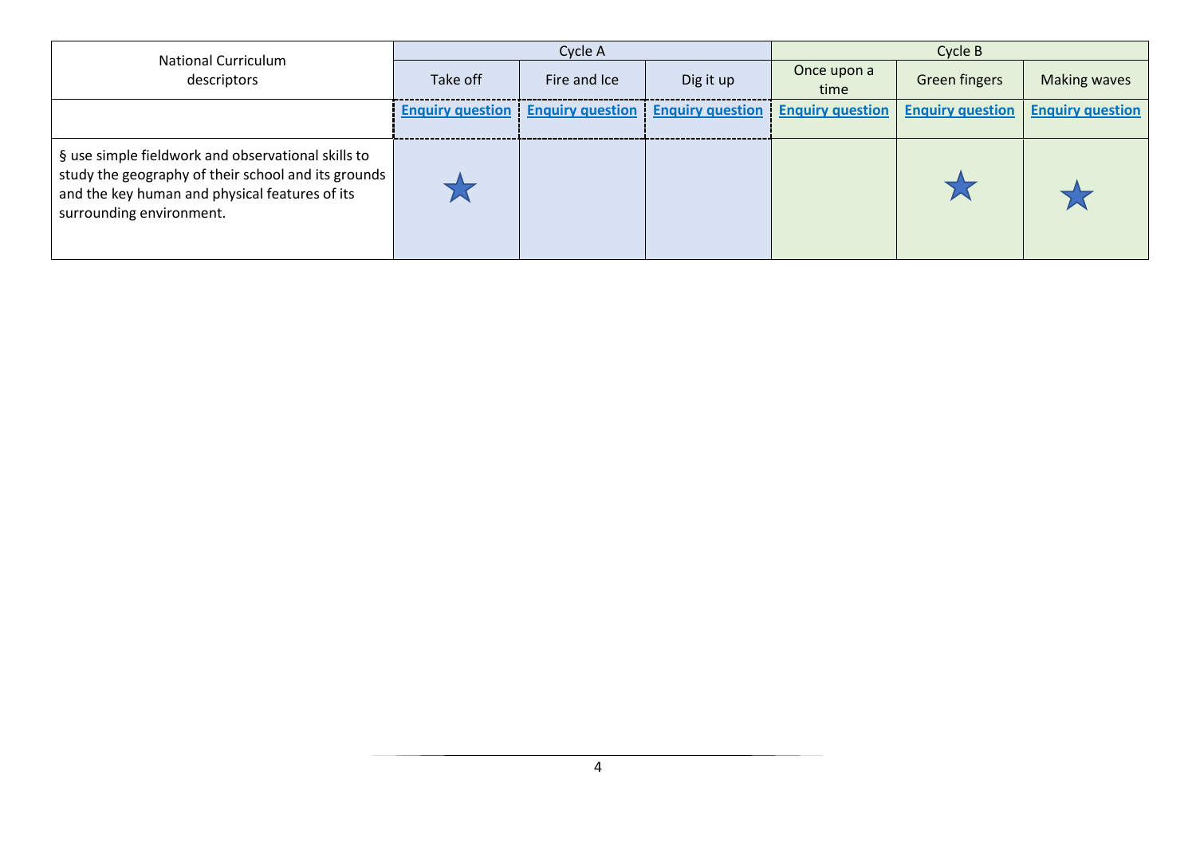| National Curriculum descriptors | Cycle A | | | Cycle B | | |
|---|---|---|---|---|---|---|
| | Take off | Fire and Ice | Dig it up | Once upon a time | Green fingers | Making waves |
| | **Enquiry question** | **Enquiry question** | **Enquiry question** | **Enquiry question** | **Enquiry question** | **Enquiry question** |
| § use simple fieldwork and observational skills to study the geography of their school and its grounds and the key human and physical features of its surrounding environment. | ★ | | | | ★ | ★ |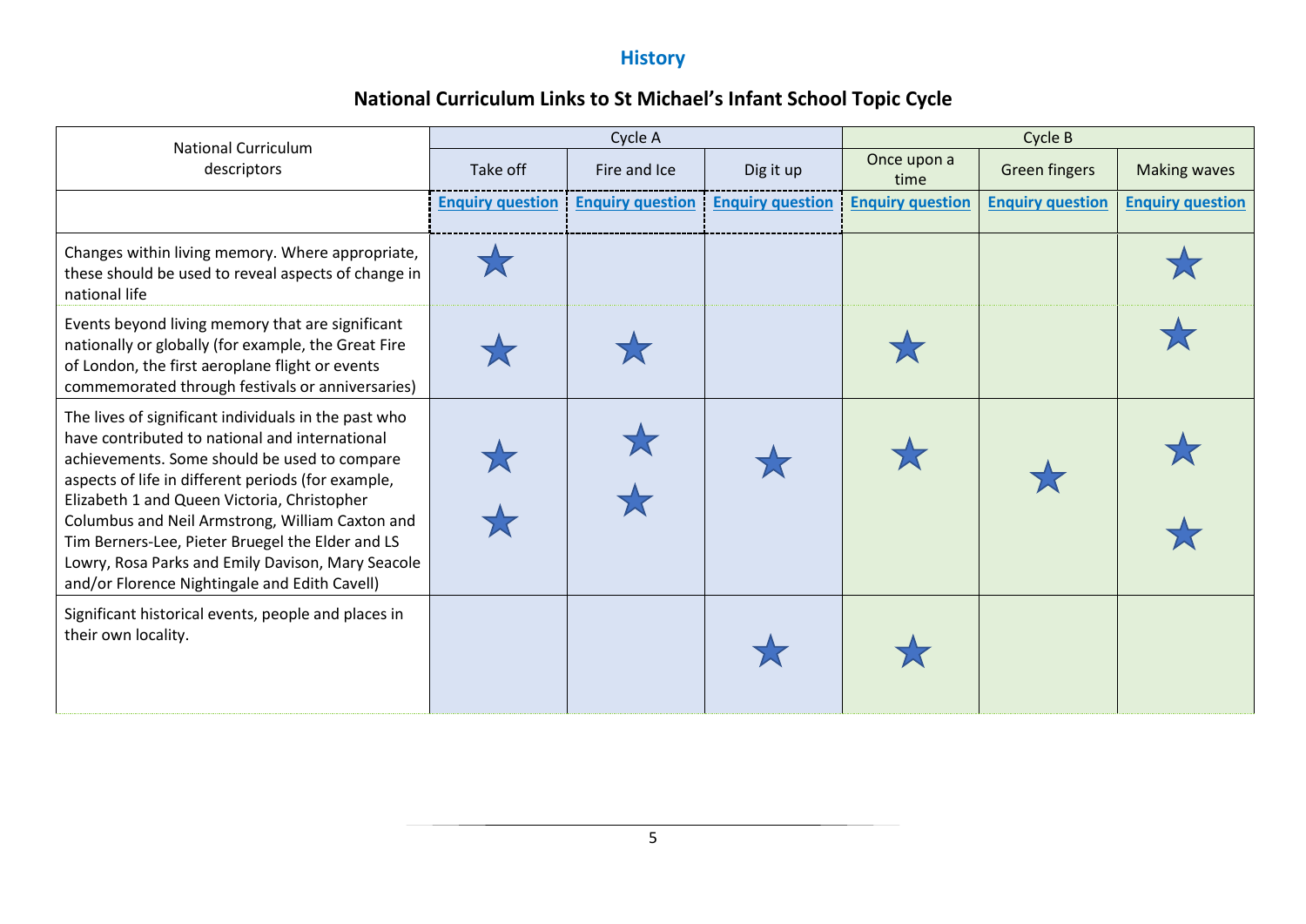## History

### National Curriculum Links to St Michael's Infant School Topic Cycle

| National Curriculum descriptors | Cycle A | | | Cycle B | | |
|---|---|---|---|---|---|---|
| | Take off | Fire and Ice | Dig it up | Once upon a time | Green fingers | Making waves |
| | **Enquiry question** | **Enquiry question** | **Enquiry question** | **Enquiry question** | **Enquiry question** | **Enquiry question** |
| Changes within living memory. Where appropriate, these should be used to reveal aspects of change in national life | ★ | | | | | ★ |
| Events beyond living memory that are significant nationally or globally (for example, the Great Fire of London, the first aeroplane flight or events commemorated through festivals or anniversaries) | ★ | ★ | | ★ | | ★ |
| The lives of significant individuals in the past who have contributed to national and international achievements. Some should be used to compare aspects of life in different periods (for example, Elizabeth 1 and Queen Victoria, Christopher Columbus and Neil Armstrong, William Caxton and Tim Berners-Lee, Pieter Bruegel the Elder and LS Lowry, Rosa Parks and Emily Davison, Mary Seacole and/or Florence Nightingale and Edith Cavell) | ★ ★ | ★ ★ | ★ | ★ | ★ | ★ ★ |
| Significant historical events, people and places in their own locality. | | | ★ | ★ | | |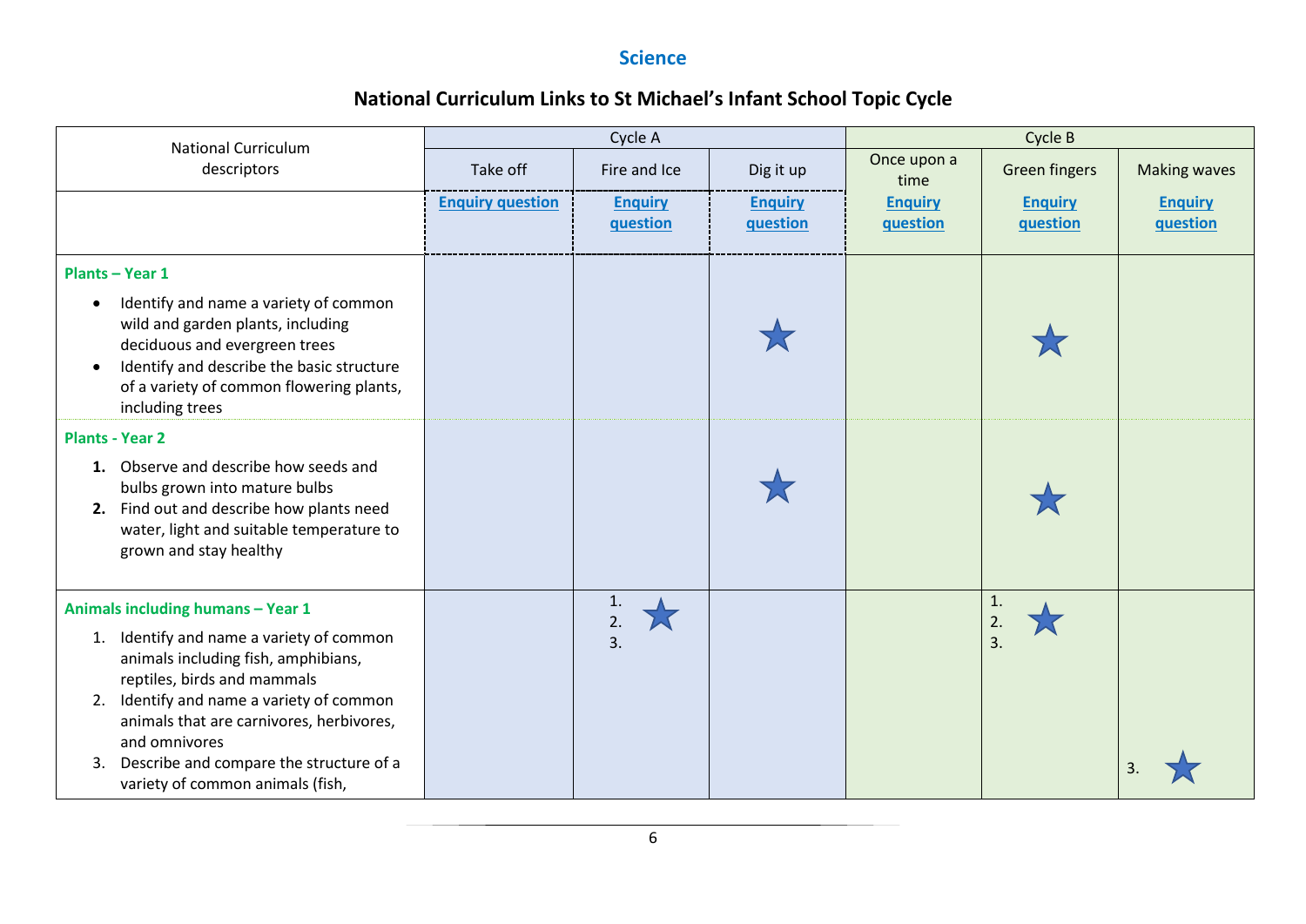## Science

## National Curriculum Links to St Michael's Infant School Topic Cycle

| National Curriculum descriptors | Cycle A | | | Cycle B | | |
|---|---|---|---|---|---|---|
| | Take off | Fire and Ice | Dig it up | Once upon a time | Green fingers | Making waves |
| | Enquiry question | Enquiry question | Enquiry question | Enquiry question | Enquiry question | Enquiry question |
| **Plants – Year 1**<br>• Identify and name a variety of common wild and garden plants, including deciduous and evergreen trees<br>• Identify and describe the basic structure of a variety of common flowering plants, including trees | | | ★ | | ★ | |
| **Plants - Year 2**<br>**1.** Observe and describe how seeds and bulbs grown into mature bulbs<br>**2.** Find out and describe how plants need water, light and suitable temperature to grown and stay healthy | | | ★ | | ★ | |
| **Animals including humans – Year 1**<br>1. Identify and name a variety of common animals including fish, amphibians, reptiles, birds and mammals<br>2. Identify and name a variety of common animals that are carnivores, herbivores, and omnivores<br>3. Describe and compare the structure of a variety of common animals (fish, | | 1.<br>2.<br>3. ★ | | | 1.<br>2.<br>3. ★ | 3. ★ |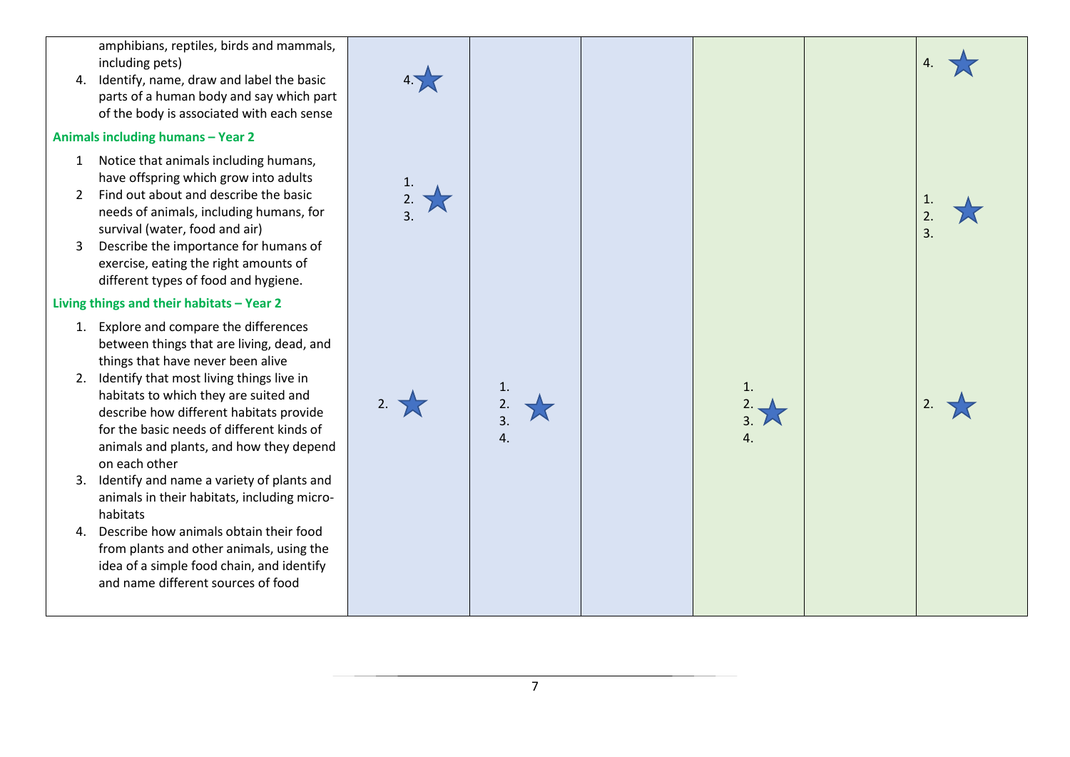| | | | | | | |
|---|---|---|---|---|---|---|
| amphibians, reptiles, birds and mammals, including pets)<br>4. Identify, name, draw and label the basic parts of a human body and say which part of the body is associated with each sense | 4. ★ | | | | | 4. ★ |
| **Animals including humans – Year 2**<br>1 Notice that animals including humans, have offspring which grow into adults<br>2 Find out about and describe the basic needs of animals, including humans, for survival (water, food and air)<br>3 Describe the importance for humans of exercise, eating the right amounts of different types of food and hygiene. | 1.<br>2. ★<br>3. | | | | | 1.<br>2. ★<br>3. |
| **Living things and their habitats – Year 2**<br>1. Explore and compare the differences between things that are living, dead, and things that have never been alive<br>2. Identify that most living things live in habitats to which they are suited and describe how different habitats provide for the basic needs of different kinds of animals and plants, and how they depend on each other<br>3. Identify and name a variety of plants and animals in their habitats, including micro-habitats<br>4. Describe how animals obtain their food from plants and other animals, using the idea of a simple food chain, and identify and name different sources of food | 2. ★ | 1.<br>2. ★<br>3.<br>4. | | 1.<br>2. ★<br>3.<br>4. | | 2. ★ |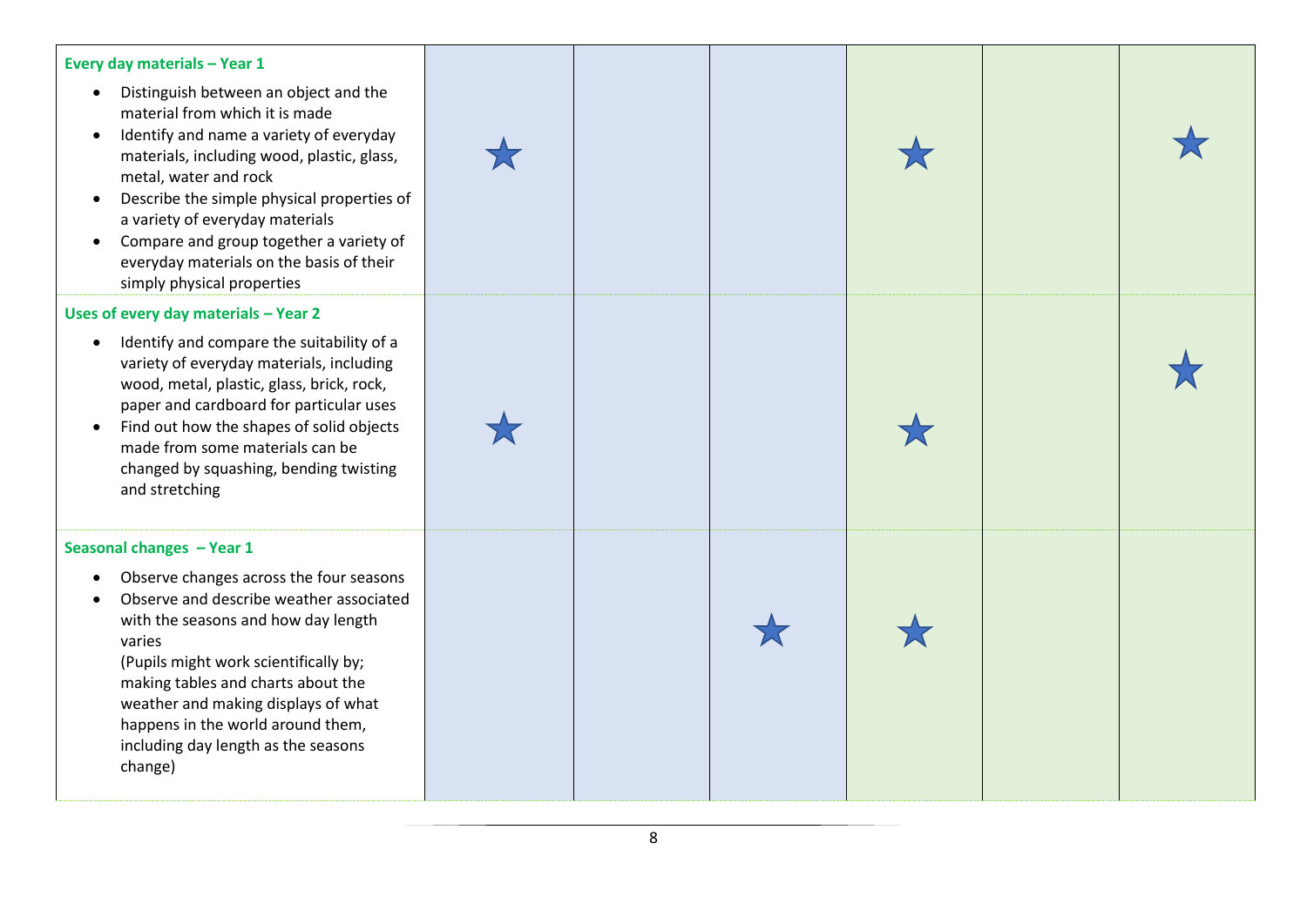| | | | | | | |
|---|---|---|---|---|---|---|
| **Every day materials – Year 1**<br>• Distinguish between an object and the material from which it is made<br>• Identify and name a variety of everyday materials, including wood, plastic, glass, metal, water and rock<br>• Describe the simple physical properties of a variety of everyday materials<br>• Compare and group together a variety of everyday materials on the basis of their simply physical properties | ★ | | | ★ | | ★ |
| **Uses of every day materials – Year 2**<br>• Identify and compare the suitability of a variety of everyday materials, including wood, metal, plastic, glass, brick, rock, paper and cardboard for particular uses<br>• Find out how the shapes of solid objects made from some materials can be changed by squashing, bending twisting and stretching | ★ | | | ★ | | ★ |
| **Seasonal changes – Year 1**<br>• Observe changes across the four seasons<br>• Observe and describe weather associated with the seasons and how day length varies<br>(Pupils might work scientifically by; making tables and charts about the weather and making displays of what happens in the world around them, including day length as the seasons change) | | | ★ | ★ | | |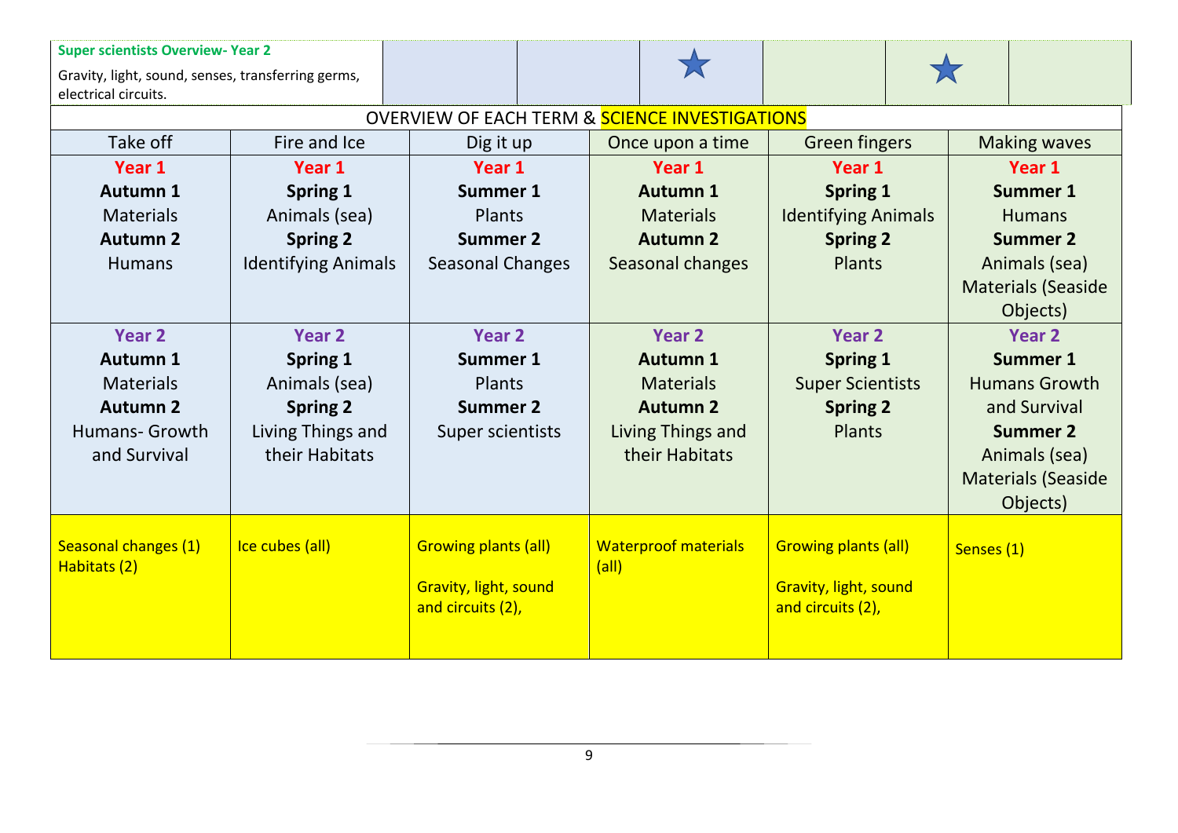**Super scientists Overview- Year 2**

Gravity, light, sound, senses, transferring germs, electrical circuits.

OVERVIEW OF EACH TERM & SCIENCE INVESTIGATIONS

| Take off | Fire and Ice | Dig it up | Once upon a time | Green fingers | Making waves |
|---|---|---|---|---|---|
| Year 1<br>**Autumn 1**<br>Materials<br>**Autumn 2**<br>Humans | Year 1<br>**Spring 1**<br>Animals (sea)<br>**Spring 2**<br>Identifying Animals | Year 1<br>**Summer 1**<br>Plants<br>**Summer 2**<br>Seasonal Changes | Year 1<br>**Autumn 1**<br>Materials<br>**Autumn 2**<br>Seasonal changes | Year 1<br>**Spring 1**<br>Identifying Animals<br>**Spring 2**<br>Plants | Year 1<br>**Summer 1**<br>Humans<br>**Summer 2**<br>Animals (sea)<br>Materials (Seaside Objects) |
| Year 2<br>**Autumn 1**<br>Materials<br>**Autumn 2**<br>Humans- Growth and Survival | Year 2<br>**Spring 1**<br>Animals (sea)<br>**Spring 2**<br>Living Things and their Habitats | Year 2<br>**Summer 1**<br>Plants<br>**Summer 2**<br>Super scientists | Year 2<br>**Autumn 1**<br>Materials<br>**Autumn 2**<br>Living Things and their Habitats | Year 2<br>**Spring 1**<br>Super Scientists<br>**Spring 2**<br>Plants | Year 2<br>**Summer 1**<br>Humans Growth and Survival<br>**Summer 2**<br>Animals (sea)<br>Materials (Seaside Objects) |
| Seasonal changes (1)<br>Habitats (2) | Ice cubes (all) | Growing plants (all)<br><br>Gravity, light, sound and circuits (2), | Waterproof materials (all) | Growing plants (all)<br><br>Gravity, light, sound and circuits (2), | Senses (1) |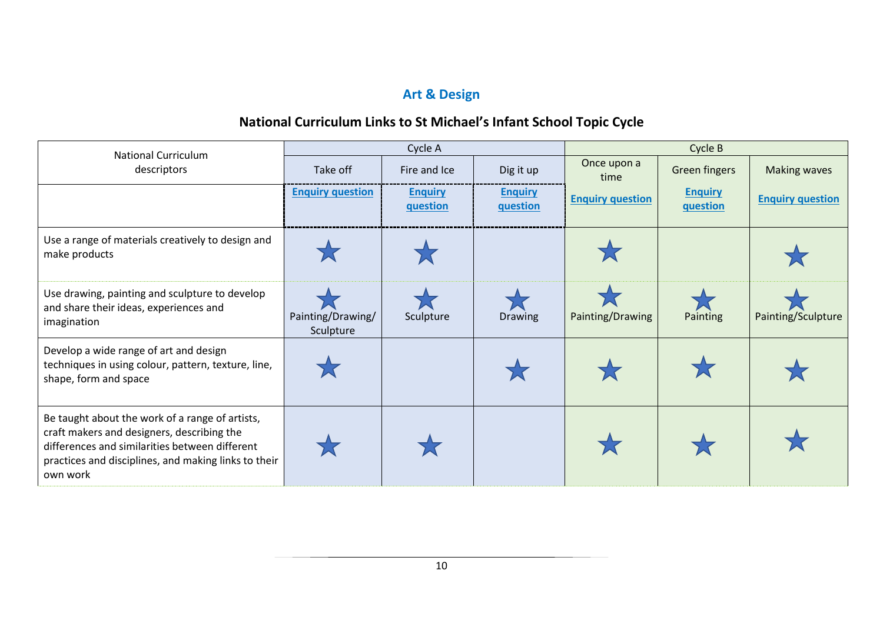## Art & Design

### National Curriculum Links to St Michael's Infant School Topic Cycle

| National Curriculum descriptors | Cycle A | | | Cycle B | | |
|---|---|---|---|---|---|---|
| | Take off | Fire and Ice | Dig it up | Once upon a time | Green fingers | Making waves |
| | Enquiry question | Enquiry question | Enquiry question | Enquiry question | Enquiry question | Enquiry question |
| Use a range of materials creatively to design and make products | ★ | ★ | | ★ | | ★ |
| Use drawing, painting and sculpture to develop and share their ideas, experiences and imagination | ★ Painting/Drawing/ Sculpture | ★ Sculpture | ★ Drawing | ★ Painting/Drawing | ★ Painting | ★ Painting/Sculpture |
| Develop a wide range of art and design techniques in using colour, pattern, texture, line, shape, form and space | ★ | | ★ | ★ | ★ | ★ |
| Be taught about the work of a range of artists, craft makers and designers, describing the differences and similarities between different practices and disciplines, and making links to their own work | ★ | ★ | | ★ | ★ | ★ |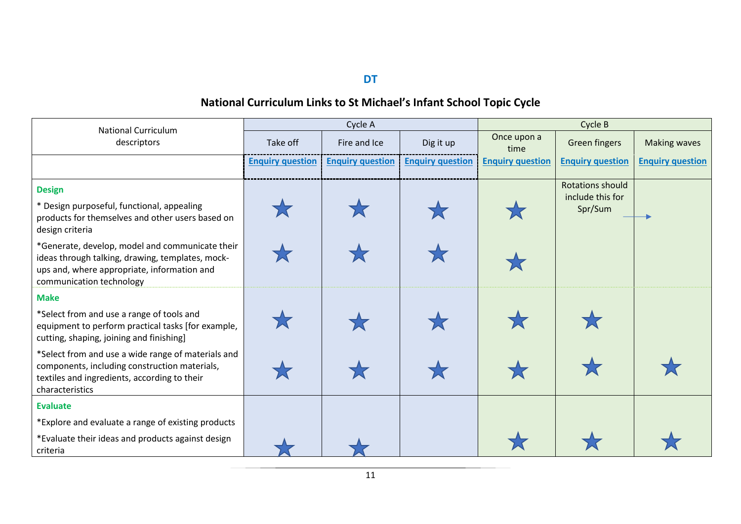# DT

## National Curriculum Links to St Michael's Infant School Topic Cycle

| National Curriculum descriptors | Cycle A | | | Cycle B | | |
|---|---|---|---|---|---|---|
| | Take off | Fire and Ice | Dig it up | Once upon a time | Green fingers | Making waves |
| | Enquiry question | Enquiry question | Enquiry question | Enquiry question | Enquiry question | Enquiry question |
| **Design** | | | | | | |
| * Design purposeful, functional, appealing products for themselves and other users based on design criteria | ★ | ★ | ★ | ★ | Rotations should include this for Spr/Sum → | |
| *Generate, develop, model and communicate their ideas through talking, drawing, templates, mock-ups and, where appropriate, information and communication technology | ★ | ★ | ★ | ★ | | |
| **Make** | | | | | | |
| *Select from and use a range of tools and equipment to perform practical tasks [for example, cutting, shaping, joining and finishing] | ★ | ★ | ★ | ★ | ★ | |
| *Select from and use a wide range of materials and components, including construction materials, textiles and ingredients, according to their characteristics | ★ | ★ | ★ | ★ | ★ | ★ |
| **Evaluate** | | | | | | |
| *Explore and evaluate a range of existing products | | | | | | |
| *Evaluate their ideas and products against design criteria | ★ | ★ | | ★ | ★ | ★ |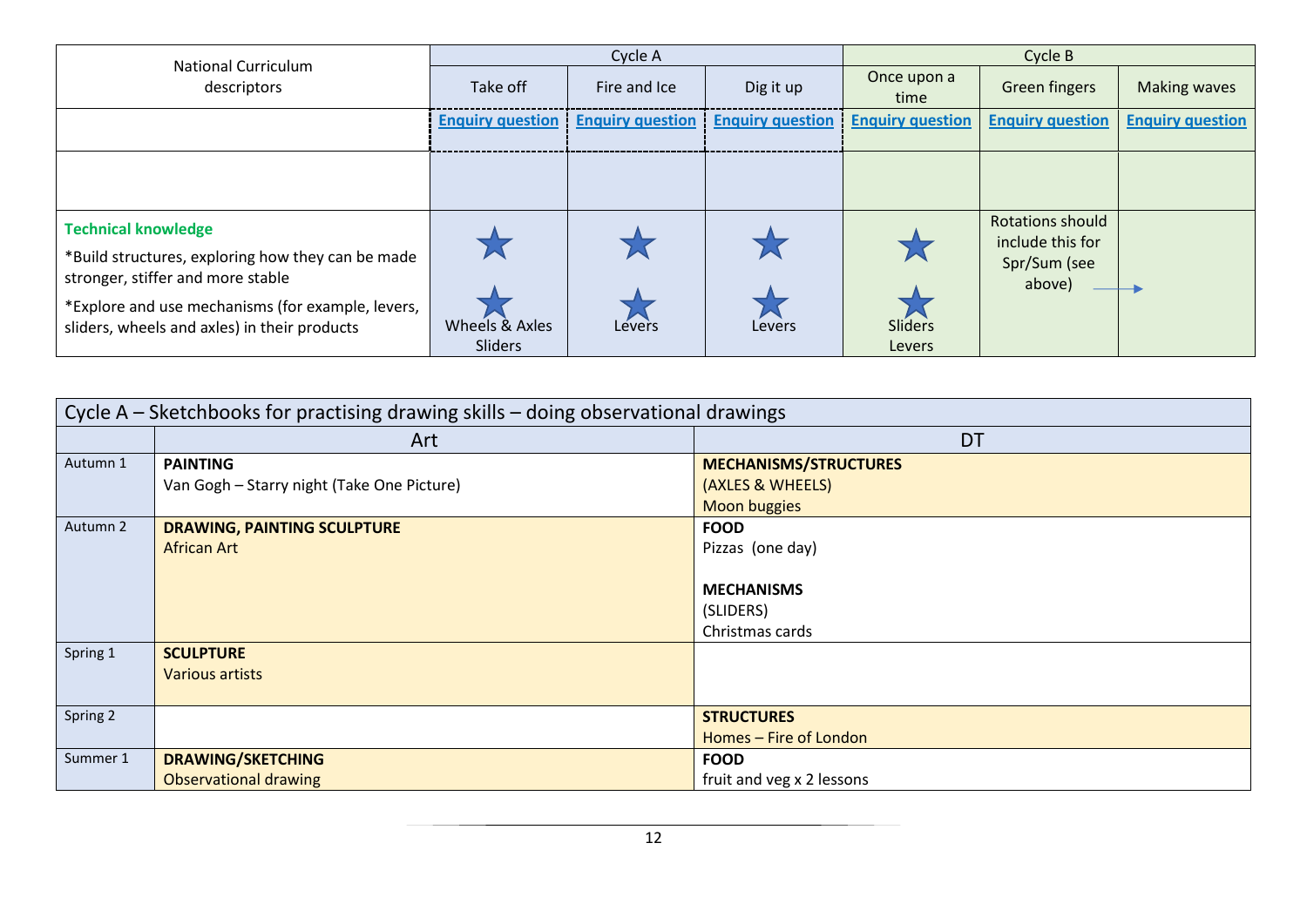| National Curriculum descriptors | Cycle A | | | Cycle B | | |
|---|---|---|---|---|---|---|
| | Take off | Fire and Ice | Dig it up | Once upon a time | Green fingers | Making waves |
| | Enquiry question | Enquiry question | Enquiry question | Enquiry question | Enquiry question | Enquiry question |
| | | | | | | |
| **Technical knowledge**<br>*Build structures, exploring how they can be made stronger, stiffer and more stable<br>*Explore and use mechanisms (for example, levers, sliders, wheels and axles) in their products | ★<br>★<br>Wheels & Axles<br>Sliders | ★<br>★<br>Levers | ★<br>★<br>Levers | ★<br>★<br>Sliders<br>Levers | Rotations should include this for Spr/Sum (see above) → | |

| Cycle A – Sketchbooks for practising drawing skills – doing observational drawings | | |
|---|---|---|
| | Art | DT |
| Autumn 1 | **PAINTING**<br>Van Gogh – Starry night (Take One Picture) | **MECHANISMS/STRUCTURES**<br>(AXLES & WHEELS)<br>Moon buggies |
| Autumn 2 | **DRAWING, PAINTING SCULPTURE**<br>African Art | **FOOD**<br>Pizzas (one day)<br><br>**MECHANISMS**<br>(SLIDERS)<br>Christmas cards |
| Spring 1 | **SCULPTURE**<br>Various artists | |
| Spring 2 | | **STRUCTURES**<br>Homes – Fire of London |
| Summer 1 | **DRAWING/SKETCHING**<br>Observational drawing | **FOOD**<br>fruit and veg x 2 lessons |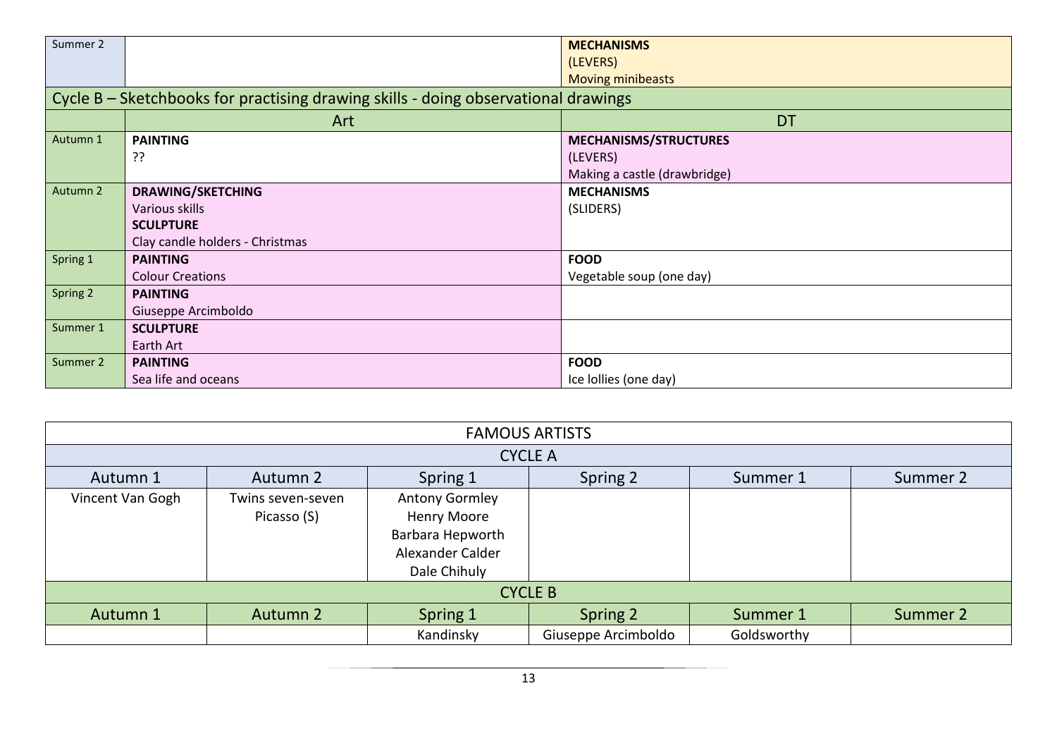| | Art | DT |
|---|---|---|
| Summer 2 | | **MECHANISMS**<br>(LEVERS)<br>Moving minibeasts |

Cycle B – Sketchbooks for practising drawing skills - doing observational drawings

| | Art | DT |
|---|---|---|
| Autumn 1 | **PAINTING**<br>?? | **MECHANISMS/STRUCTURES**<br>(LEVERS)<br>Making a castle (drawbridge) |
| Autumn 2 | **DRAWING/SKETCHING**<br>Various skills<br>**SCULPTURE**<br>Clay candle holders - Christmas | **MECHANISMS**<br>(SLIDERS) |
| Spring 1 | **PAINTING**<br>Colour Creations | **FOOD**<br>Vegetable soup (one day) |
| Spring 2 | **PAINTING**<br>Giuseppe Arcimboldo | |
| Summer 1 | **SCULPTURE**<br>Earth Art | |
| Summer 2 | **PAINTING**<br>Sea life and oceans | **FOOD**<br>Ice lollies (one day) |

| FAMOUS ARTISTS | | | | | |
|---|---|---|---|---|---|
| **CYCLE A** | | | | | |
| Autumn 1 | Autumn 2 | Spring 1 | Spring 2 | Summer 1 | Summer 2 |
| Vincent Van Gogh | Twins seven-seven<br>Picasso (S) | Antony Gormley<br>Henry Moore<br>Barbara Hepworth<br>Alexander Calder<br>Dale Chihuly | | | |
| **CYCLE B** | | | | | |
| Autumn 1 | Autumn 2 | Spring 1 | Spring 2 | Summer 1 | Summer 2 |
| | | Kandinsky | Giuseppe Arcimboldo | Goldsworthy | |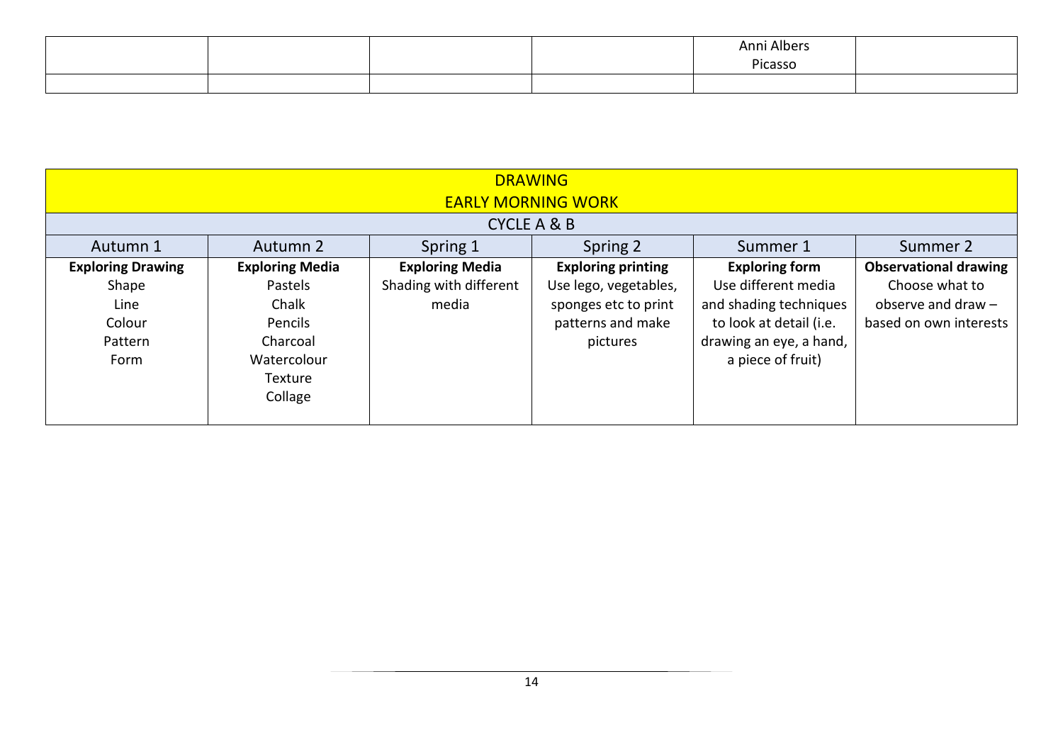| | | | | | |
|---|---|---|---|---|---|
| | | | | Anni Albers<br>Picasso | |
| | | | | | |

| DRAWING<br>EARLY MORNING WORK | | | | | |
|---|---|---|---|---|---|
| CYCLE A & B | | | | | |
| Autumn 1 | Autumn 2 | Spring 1 | Spring 2 | Summer 1 | Summer 2 |
| **Exploring Drawing**<br>Shape<br>Line<br>Colour<br>Pattern<br>Form | **Exploring Media**<br>Pastels<br>Chalk<br>Pencils<br>Charcoal<br>Watercolour<br>Texture<br>Collage | **Exploring Media**<br>Shading with different media | **Exploring printing**<br>Use lego, vegetables, sponges etc to print patterns and make pictures | **Exploring form**<br>Use different media and shading techniques to look at detail (i.e. drawing an eye, a hand, a piece of fruit) | **Observational drawing**<br>Choose what to observe and draw – based on own interests |